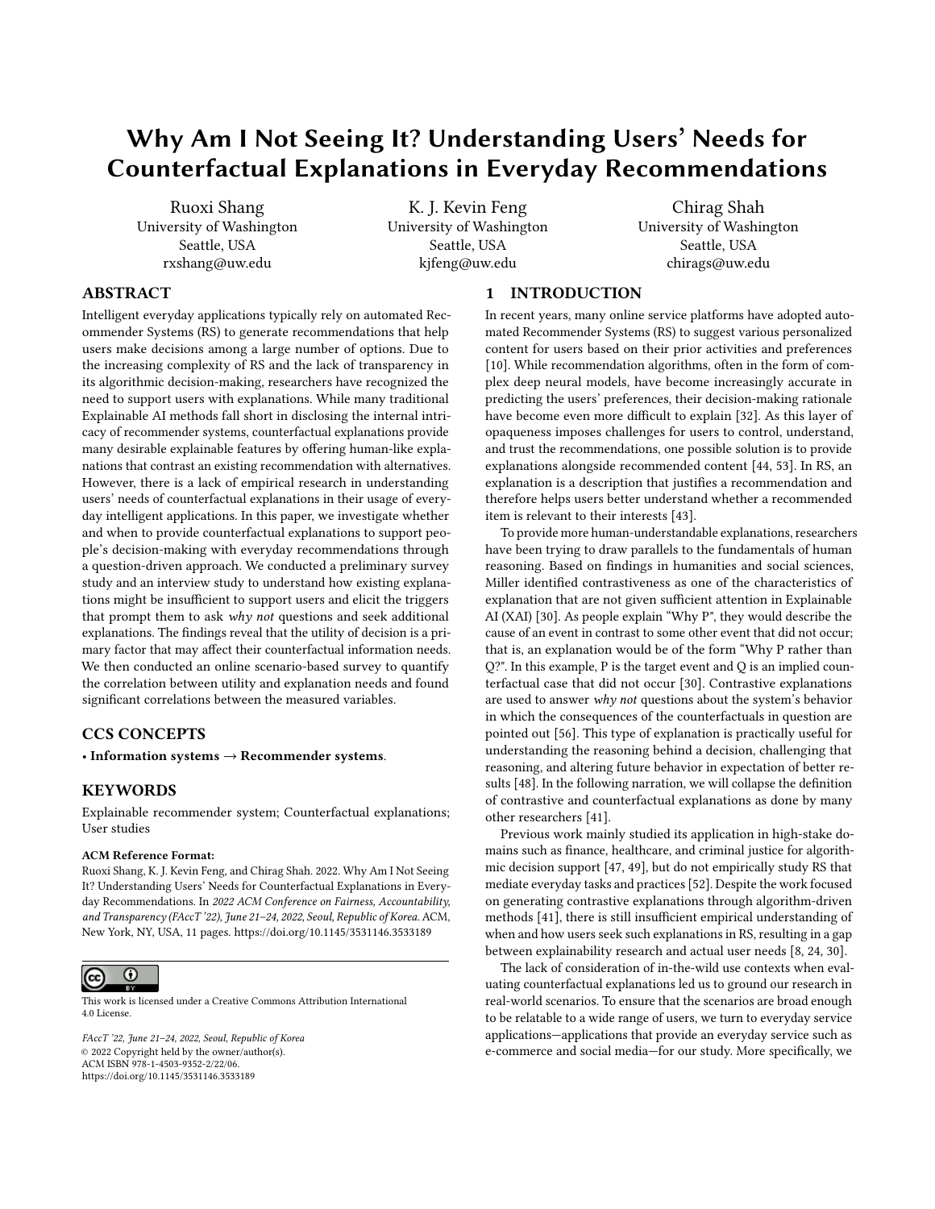# Why Am I Not Seeing It? Understanding Users' Needs for Counterfactual Explanations in Everyday Recommendations

Ruoxi Shang
University of Washington
Seattle, USA
rxshang@uw.edu

K. J. Kevin Feng
University of Washington
Seattle, USA
kjfeng@uw.edu

Chirag Shah
University of Washington
Seattle, USA
chirags@uw.edu

## ABSTRACT

Intelligent everyday applications typically rely on automated Recommender Systems (RS) to generate recommendations that help users make decisions among a large number of options. Due to the increasing complexity of RS and the lack of transparency in its algorithmic decision-making, researchers have recognized the need to support users with explanations. While many traditional Explainable AI methods fall short in disclosing the internal intricacy of recommender systems, counterfactual explanations provide many desirable explainable features by offering human-like explanations that contrast an existing recommendation with alternatives. However, there is a lack of empirical research in understanding users' needs of counterfactual explanations in their usage of everyday intelligent applications. In this paper, we investigate whether and when to provide counterfactual explanations to support people's decision-making with everyday recommendations through a question-driven approach. We conducted a preliminary survey study and an interview study to understand how existing explanations might be insufficient to support users and elicit the triggers that prompt them to ask *why not* questions and seek additional explanations. The findings reveal that the utility of decision is a primary factor that may affect their counterfactual information needs. We then conducted an online scenario-based survey to quantify the correlation between utility and explanation needs and found significant correlations between the measured variables.

## CCS CONCEPTS

• **Information systems → Recommender systems**.

## KEYWORDS

Explainable recommender system; Counterfactual explanations; User studies

**ACM Reference Format:**
Ruoxi Shang, K. J. Kevin Feng, and Chirag Shah. 2022. Why Am I Not Seeing It? Understanding Users' Needs for Counterfactual Explanations in Everyday Recommendations. In *2022 ACM Conference on Fairness, Accountability, and Transparency (FAccT '22), June 21–24, 2022, Seoul, Republic of Korea.* ACM, New York, NY, USA, 11 pages. https://doi.org/10.1145/3531146.3533189

This work is licensed under a Creative Commons Attribution International 4.0 License.

*FAccT '22, June 21–24, 2022, Seoul, Republic of Korea*
© 2022 Copyright held by the owner/author(s).
ACM ISBN 978-1-4503-9352-2/22/06.
https://doi.org/10.1145/3531146.3533189

## 1 INTRODUCTION

In recent years, many online service platforms have adopted automated Recommender Systems (RS) to suggest various personalized content for users based on their prior activities and preferences [10]. While recommendation algorithms, often in the form of complex deep neural models, have become increasingly accurate in predicting the users' preferences, their decision-making rationale have become even more difficult to explain [32]. As this layer of opaqueness imposes challenges for users to control, understand, and trust the recommendations, one possible solution is to provide explanations alongside recommended content [44, 53]. In RS, an explanation is a description that justifies a recommendation and therefore helps users better understand whether a recommended item is relevant to their interests [43].

To provide more human-understandable explanations, researchers have been trying to draw parallels to the fundamentals of human reasoning. Based on findings in humanities and social sciences, Miller identified contrastiveness as one of the characteristics of explanation that are not given sufficient attention in Explainable AI (XAI) [30]. As people explain "Why P", they would describe the cause of an event in contrast to some other event that did not occur; that is, an explanation would be of the form "Why P rather than Q?". In this example, P is the target event and Q is an implied counterfactual case that did not occur [30]. Contrastive explanations are used to answer *why not* questions about the system's behavior in which the consequences of the counterfactuals in question are pointed out [56]. This type of explanation is practically useful for understanding the reasoning behind a decision, challenging that reasoning, and altering future behavior in expectation of better results [48]. In the following narration, we will collapse the definition of contrastive and counterfactual explanations as done by many other researchers [41].

Previous work mainly studied its application in high-stake domains such as finance, healthcare, and criminal justice for algorithmic decision support [47, 49], but do not empirically study RS that mediate everyday tasks and practices [52]. Despite the work focused on generating contrastive explanations through algorithm-driven methods [41], there is still insufficient empirical understanding of when and how users seek such explanations in RS, resulting in a gap between explainability research and actual user needs [8, 24, 30].

The lack of consideration of in-the-wild use contexts when evaluating counterfactual explanations led us to ground our research in real-world scenarios. To ensure that the scenarios are broad enough to be relatable to a wide range of users, we turn to everyday service applications—applications that provide an everyday service such as e-commerce and social media—for our study. More specifically, we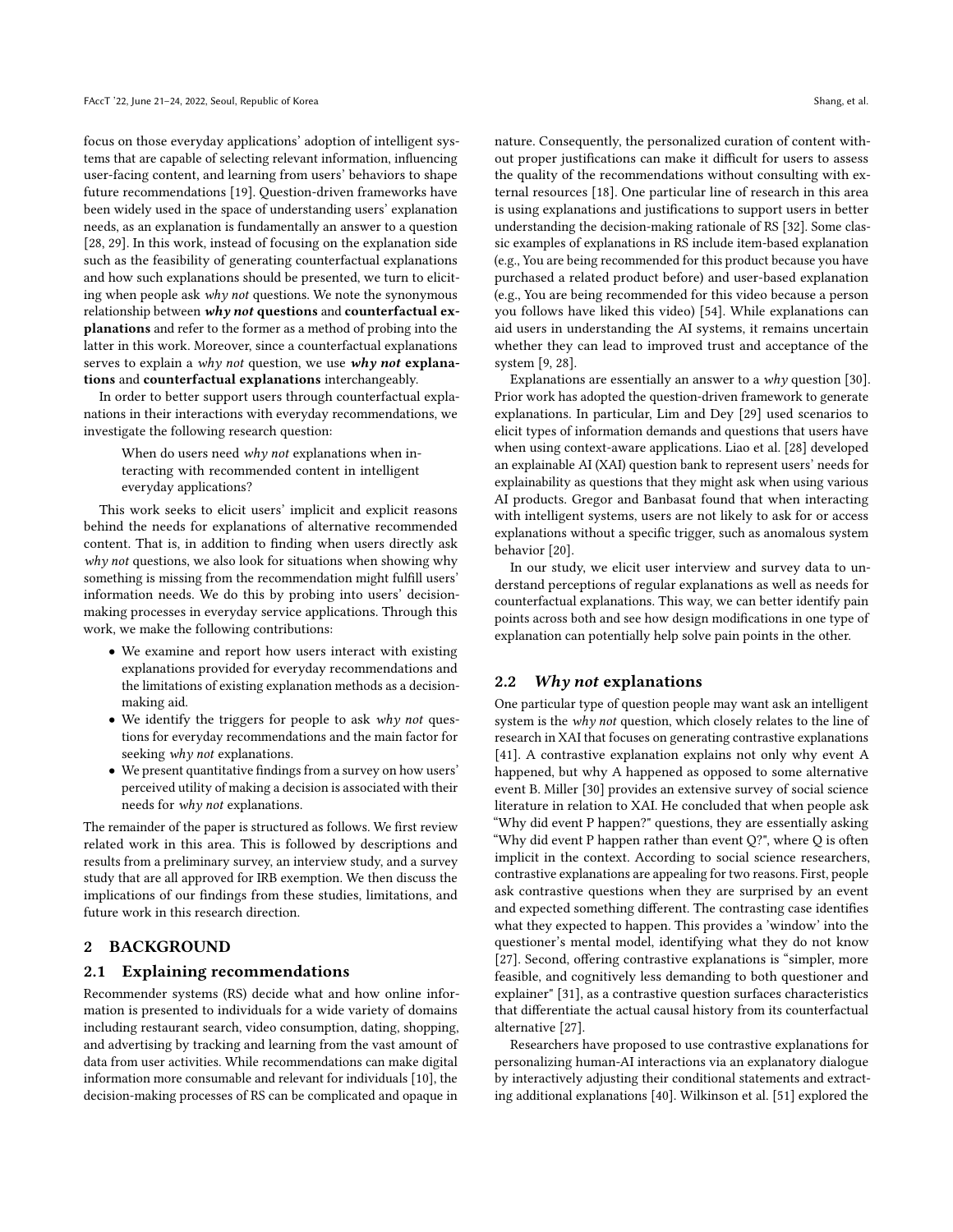focus on those everyday applications' adoption of intelligent systems that are capable of selecting relevant information, influencing user-facing content, and learning from users' behaviors to shape future recommendations [19]. Question-driven frameworks have been widely used in the space of understanding users' explanation needs, as an explanation is fundamentally an answer to a question [28, 29]. In this work, instead of focusing on the explanation side such as the feasibility of generating counterfactual explanations and how such explanations should be presented, we turn to eliciting when people ask *why not* questions. We note the synonymous relationship between ***why not*** **questions** and **counterfactual explanations** and refer to the former as a method of probing into the latter in this work. Moreover, since a counterfactual explanations serves to explain a *why not* question, we use ***why not*** **explanations** and **counterfactual explanations** interchangeably.

In order to better support users through counterfactual explanations in their interactions with everyday recommendations, we investigate the following research question:

> When do users need *why not* explanations when interacting with recommended content in intelligent everyday applications?

This work seeks to elicit users' implicit and explicit reasons behind the needs for explanations of alternative recommended content. That is, in addition to finding when users directly ask *why not* questions, we also look for situations when showing why something is missing from the recommendation might fulfill users' information needs. We do this by probing into users' decision-making processes in everyday service applications. Through this work, we make the following contributions:

- We examine and report how users interact with existing explanations provided for everyday recommendations and the limitations of existing explanation methods as a decision-making aid.
- We identify the triggers for people to ask *why not* questions for everyday recommendations and the main factor for seeking *why not* explanations.
- We present quantitative findings from a survey on how users' perceived utility of making a decision is associated with their needs for *why not* explanations.

The remainder of the paper is structured as follows. We first review related work in this area. This is followed by descriptions and results from a preliminary survey, an interview study, and a survey study that are all approved for IRB exemption. We then discuss the implications of our findings from these studies, limitations, and future work in this research direction.

## 2 BACKGROUND

### 2.1 Explaining recommendations

Recommender systems (RS) decide what and how online information is presented to individuals for a wide variety of domains including restaurant search, video consumption, dating, shopping, and advertising by tracking and learning from the vast amount of data from user activities. While recommendations can make digital information more consumable and relevant for individuals [10], the decision-making processes of RS can be complicated and opaque in nature. Consequently, the personalized curation of content without proper justifications can make it difficult for users to assess the quality of the recommendations without consulting with external resources [18]. One particular line of research in this area is using explanations and justifications to support users in better understanding the decision-making rationale of RS [32]. Some classic examples of explanations in RS include item-based explanation (e.g., You are being recommended for this product because you have purchased a related product before) and user-based explanation (e.g., You are being recommended for this video because a person you follows have liked this video) [54]. While explanations can aid users in understanding the AI systems, it remains uncertain whether they can lead to improved trust and acceptance of the system [9, 28].

Explanations are essentially an answer to a *why* question [30]. Prior work has adopted the question-driven framework to generate explanations. In particular, Lim and Dey [29] used scenarios to elicit types of information demands and questions that users have when using context-aware applications. Liao et al. [28] developed an explainable AI (XAI) question bank to represent users' needs for explainability as questions that they might ask when using various AI products. Gregor and Banbasat found that when interacting with intelligent systems, users are not likely to ask for or access explanations without a specific trigger, such as anomalous system behavior [20].

In our study, we elicit user interview and survey data to understand perceptions of regular explanations as well as needs for counterfactual explanations. This way, we can better identify pain points across both and see how design modifications in one type of explanation can potentially help solve pain points in the other.

### 2.2 *Why not* explanations

One particular type of question people may want ask an intelligent system is the *why not* question, which closely relates to the line of research in XAI that focuses on generating contrastive explanations [41]. A contrastive explanation explains not only why event A happened, but why A happened as opposed to some alternative event B. Miller [30] provides an extensive survey of social science literature in relation to XAI. He concluded that when people ask "Why did event P happen?" questions, they are essentially asking "Why did event P happen rather than event Q?", where Q is often implicit in the context. According to social science researchers, contrastive explanations are appealing for two reasons. First, people ask contrastive questions when they are surprised by an event and expected something different. The contrasting case identifies what they expected to happen. This provides a 'window' into the questioner's mental model, identifying what they do not know [27]. Second, offering contrastive explanations is "simpler, more feasible, and cognitively less demanding to both questioner and explainer" [31], as a contrastive question surfaces characteristics that differentiate the actual causal history from its counterfactual alternative [27].

Researchers have proposed to use contrastive explanations for personalizing human-AI interactions via an explanatory dialogue by interactively adjusting their conditional statements and extracting additional explanations [40]. Wilkinson et al. [51] explored the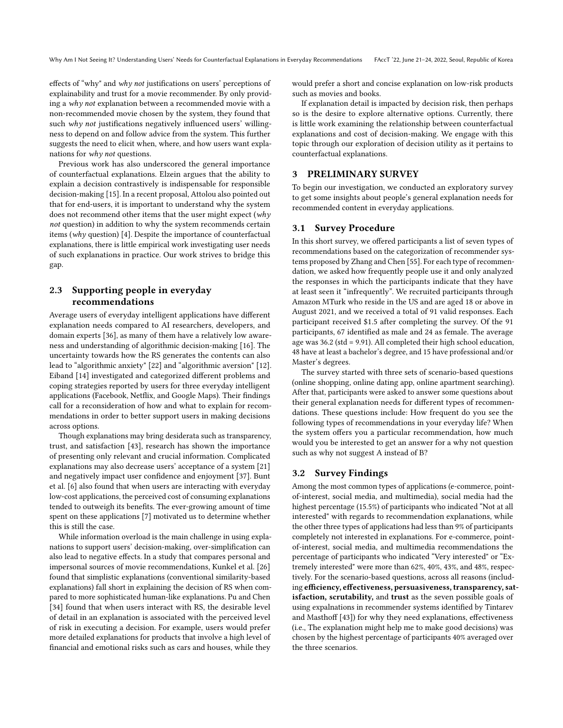effects of "why" and *why not* justifications on users' perceptions of explainability and trust for a movie recommender. By only providing a *why not* explanation between a recommended movie with a non-recommended movie chosen by the system, they found that such *why not* justifications negatively influenced users' willingness to depend on and follow advice from the system. This further suggests the need to elicit when, where, and how users want explanations for *why not* questions.

Previous work has also underscored the general importance of counterfactual explanations. Elzein argues that the ability to explain a decision contrastively is indispensable for responsible decision-making [15]. In a recent proposal, Attolou also pointed out that for end-users, it is important to understand why the system does not recommend other items that the user might expect (*why not* question) in addition to why the system recommends certain items (*why* question) [4]. Despite the importance of counterfactual explanations, there is little empirical work investigating user needs of such explanations in practice. Our work strives to bridge this gap.

## 2.3 Supporting people in everyday recommendations

Average users of everyday intelligent applications have different explanation needs compared to AI researchers, developers, and domain experts [36], as many of them have a relatively low awareness and understanding of algorithmic decision-making [16]. The uncertainty towards how the RS generates the contents can also lead to "algorithmic anxiety" [22] and "algorithmic aversion" [12]. Eiband [14] investigated and categorized different problems and coping strategies reported by users for three everyday intelligent applications (Facebook, Netflix, and Google Maps). Their findings call for a reconsideration of how and what to explain for recommendations in order to better support users in making decisions across options.

Though explanations may bring desiderata such as transparency, trust, and satisfaction [43], research has shown the importance of presenting only relevant and crucial information. Complicated explanations may also decrease users' acceptance of a system [21] and negatively impact user confidence and enjoyment [37]. Bunt et al. [6] also found that when users are interacting with everyday low-cost applications, the perceived cost of consuming explanations tended to outweigh its benefits. The ever-growing amount of time spent on these applications [7] motivated us to determine whether this is still the case.

While information overload is the main challenge in using explanations to support users' decision-making, over-simplification can also lead to negative effects. In a study that compares personal and impersonal sources of movie recommendations, Kunkel et al. [26] found that simplistic explanations (conventional similarity-based explanations) fall short in explaining the decision of RS when compared to more sophisticated human-like explanations. Pu and Chen [34] found that when users interact with RS, the desirable level of detail in an explanation is associated with the perceived level of risk in executing a decision. For example, users would prefer more detailed explanations for products that involve a high level of financial and emotional risks such as cars and houses, while they would prefer a short and concise explanation on low-risk products such as movies and books.

If explanation detail is impacted by decision risk, then perhaps so is the desire to explore alternative options. Currently, there is little work examining the relationship between counterfactual explanations and cost of decision-making. We engage with this topic through our exploration of decision utility as it pertains to counterfactual explanations.

# 3 PRELIMINARY SURVEY

To begin our investigation, we conducted an exploratory survey to get some insights about people's general explanation needs for recommended content in everyday applications.

## 3.1 Survey Procedure

In this short survey, we offered participants a list of seven types of recommendations based on the categorization of recommender systems proposed by Zhang and Chen [55]. For each type of recommendation, we asked how frequently people use it and only analyzed the responses in which the participants indicate that they have at least seen it "infrequently". We recruited participants through Amazon MTurk who reside in the US and are aged 18 or above in August 2021, and we received a total of 91 valid responses. Each participant received $1.5 after completing the survey. Of the 91 participants, 67 identified as male and 24 as female. The average age was 36.2 (std = 9.91). All completed their high school education, 48 have at least a bachelor's degree, and 15 have professional and/or Master's degrees.

The survey started with three sets of scenario-based questions (online shopping, online dating app, online apartment searching). After that, participants were asked to answer some questions about their general explanation needs for different types of recommendations. These questions include: How frequent do you see the following types of recommendations in your everyday life? When the system offers you a particular recommendation, how much would you be interested to get an answer for a why not question such as why not suggest A instead of B?

## 3.2 Survey Findings

Among the most common types of applications (e-commerce, point-of-interest, social media, and multimedia), social media had the highest percentage (15.5%) of participants who indicated "Not at all interested" with regards to recommendation explanations, while the other three types of applications had less than 9% of participants completely not interested in explanations. For e-commerce, point-of-interest, social media, and multimedia recommendations the percentage of participants who indicated "Very interested" or "Extremely interested" were more than 62%, 40%, 43%, and 48%, respectively. For the scenario-based questions, across all reasons (including **efficiency, effectiveness, persuasiveness, transparency, satisfaction, scrutability,** and **trust** as the seven possible goals of using expalnations in recommender systems identified by Tintarev and Masthoff [43]) for why they need explanations, effectiveness (i.e., The explanation might help me to make good decisions) was chosen by the highest percentage of participants 40% averaged over the three scenarios.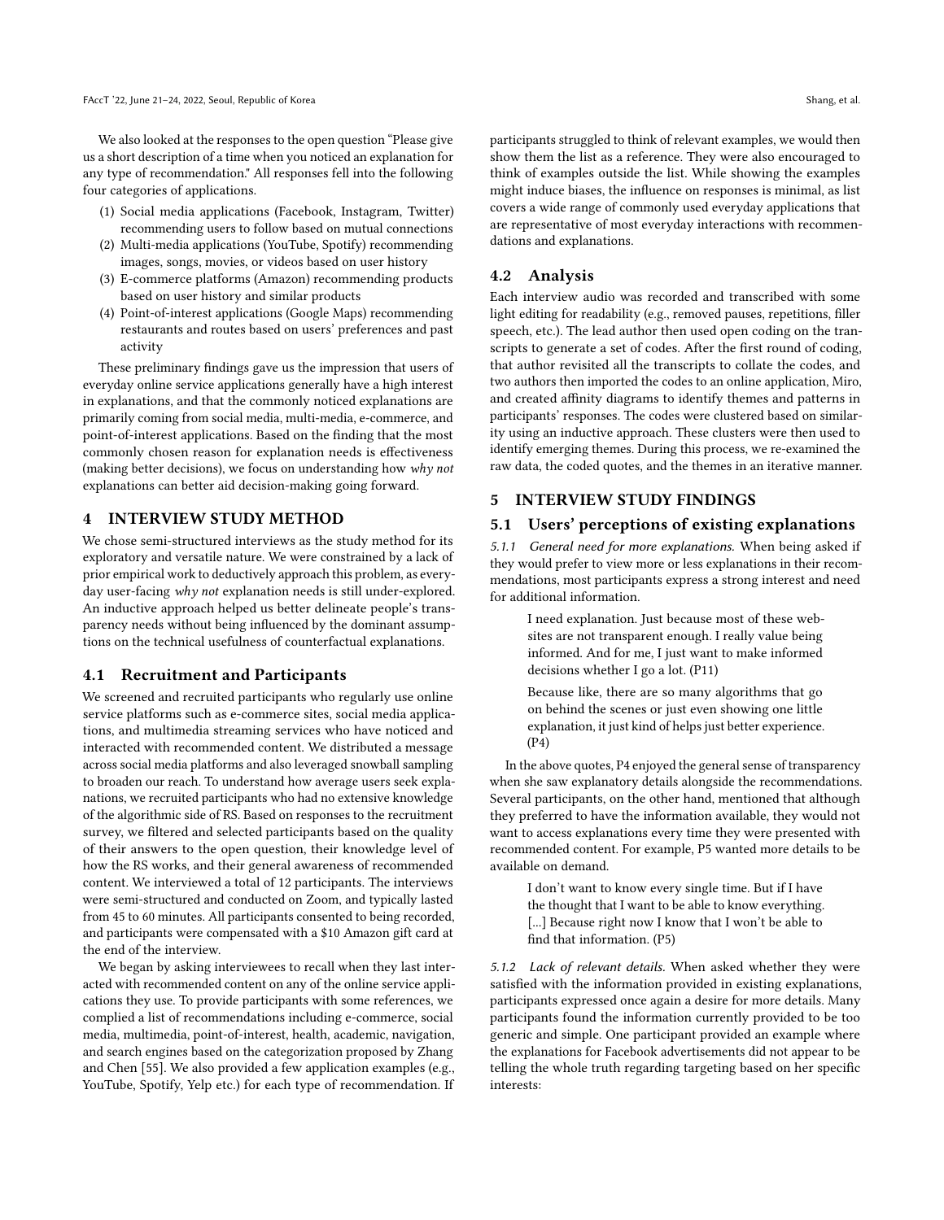We also looked at the responses to the open question "Please give us a short description of a time when you noticed an explanation for any type of recommendation." All responses fell into the following four categories of applications.

(1) Social media applications (Facebook, Instagram, Twitter) recommending users to follow based on mutual connections
(2) Multi-media applications (YouTube, Spotify) recommending images, songs, movies, or videos based on user history
(3) E-commerce platforms (Amazon) recommending products based on user history and similar products
(4) Point-of-interest applications (Google Maps) recommending restaurants and routes based on users' preferences and past activity

These preliminary findings gave us the impression that users of everyday online service applications generally have a high interest in explanations, and that the commonly noticed explanations are primarily coming from social media, multi-media, e-commerce, and point-of-interest applications. Based on the finding that the most commonly chosen reason for explanation needs is effectiveness (making better decisions), we focus on understanding how *why not* explanations can better aid decision-making going forward.

## 4 INTERVIEW STUDY METHOD

We chose semi-structured interviews as the study method for its exploratory and versatile nature. We were constrained by a lack of prior empirical work to deductively approach this problem, as everyday user-facing *why not* explanation needs is still under-explored. An inductive approach helped us better delineate people's transparency needs without being influenced by the dominant assumptions on the technical usefulness of counterfactual explanations.

### 4.1 Recruitment and Participants

We screened and recruited participants who regularly use online service platforms such as e-commerce sites, social media applications, and multimedia streaming services who have noticed and interacted with recommended content. We distributed a message across social media platforms and also leveraged snowball sampling to broaden our reach. To understand how average users seek explanations, we recruited participants who had no extensive knowledge of the algorithmic side of RS. Based on responses to the recruitment survey, we filtered and selected participants based on the quality of their answers to the open question, their knowledge level of how the RS works, and their general awareness of recommended content. We interviewed a total of 12 participants. The interviews were semi-structured and conducted on Zoom, and typically lasted from 45 to 60 minutes. All participants consented to being recorded, and participants were compensated with a $10 Amazon gift card at the end of the interview.

We began by asking interviewees to recall when they last interacted with recommended content on any of the online service applications they use. To provide participants with some references, we complied a list of recommendations including e-commerce, social media, multimedia, point-of-interest, health, academic, navigation, and search engines based on the categorization proposed by Zhang and Chen [55]. We also provided a few application examples (e.g., YouTube, Spotify, Yelp etc.) for each type of recommendation. If participants struggled to think of relevant examples, we would then show them the list as a reference. They were also encouraged to think of examples outside the list. While showing the examples might induce biases, the influence on responses is minimal, as list covers a wide range of commonly used everyday applications that are representative of most everyday interactions with recommendations and explanations.

### 4.2 Analysis

Each interview audio was recorded and transcribed with some light editing for readability (e.g., removed pauses, repetitions, filler speech, etc.). The lead author then used open coding on the transcripts to generate a set of codes. After the first round of coding, that author revisited all the transcripts to collate the codes, and two authors then imported the codes to an online application, Miro, and created affinity diagrams to identify themes and patterns in participants' responses. The codes were clustered based on similarity using an inductive approach. These clusters were then used to identify emerging themes. During this process, we re-examined the raw data, the coded quotes, and the themes in an iterative manner.

## 5 INTERVIEW STUDY FINDINGS

### 5.1 Users' perceptions of existing explanations

#### 5.1.1 General need for more explanations.

When being asked if they would prefer to view more or less explanations in their recommendations, most participants express a strong interest and need for additional information.

> I need explanation. Just because most of these websites are not transparent enough. I really value being informed. And for me, I just want to make informed decisions whether I go a lot. (P11)

> Because like, there are so many algorithms that go on behind the scenes or just even showing one little explanation, it just kind of helps just better experience. (P4)

In the above quotes, P4 enjoyed the general sense of transparency when she saw explanatory details alongside the recommendations. Several participants, on the other hand, mentioned that although they preferred to have the information available, they would not want to access explanations every time they were presented with recommended content. For example, P5 wanted more details to be available on demand.

> I don't want to know every single time. But if I have the thought that I want to be able to know everything. [...] Because right now I know that I won't be able to find that information. (P5)

#### 5.1.2 Lack of relevant details.

When asked whether they were satisfied with the information provided in existing explanations, participants expressed once again a desire for more details. Many participants found the information currently provided to be too generic and simple. One participant provided an example where the explanations for Facebook advertisements did not appear to be telling the whole truth regarding targeting based on her specific interests: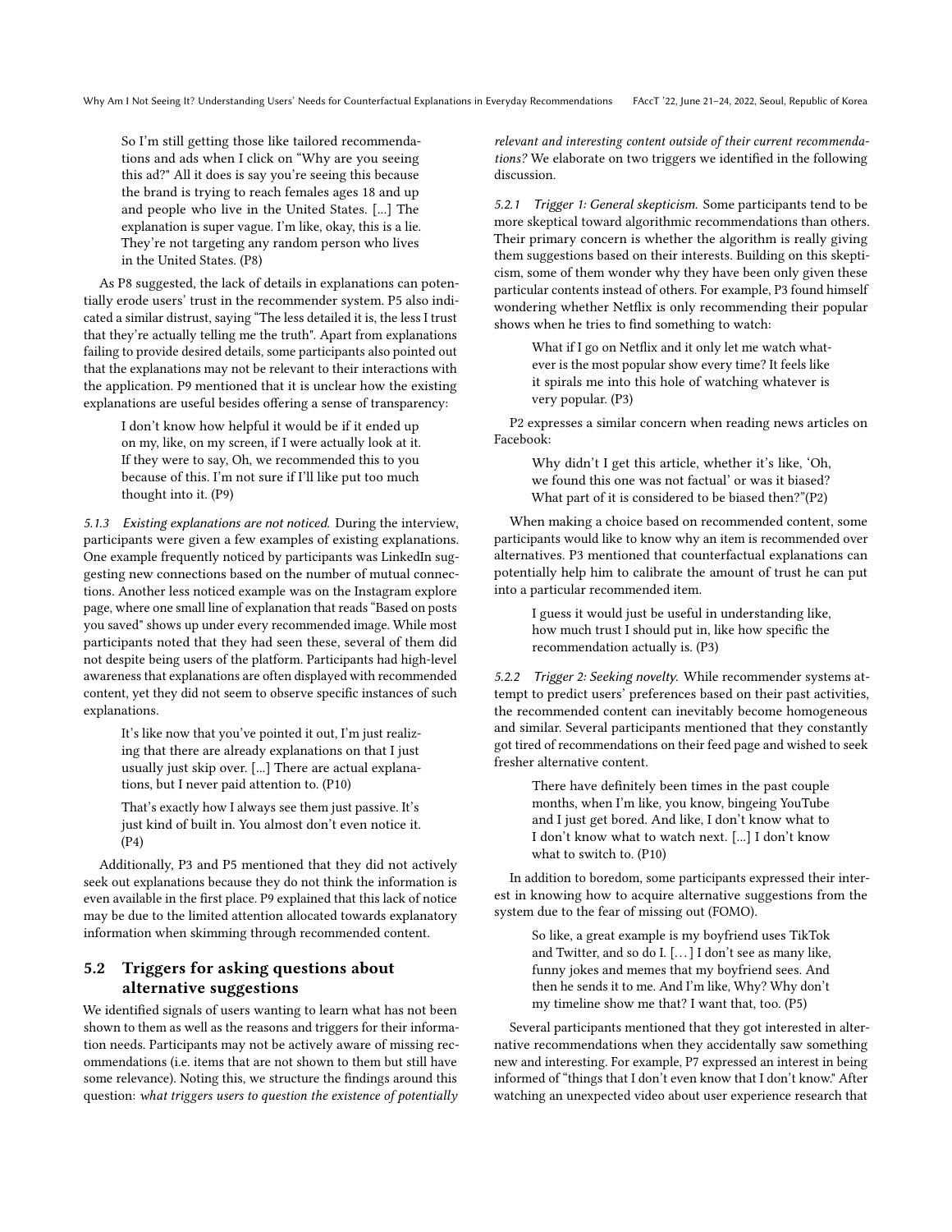> So I'm still getting those like tailored recommendations and ads when I click on "Why are you seeing this ad?" All it does is say you're seeing this because the brand is trying to reach females ages 18 and up and people who live in the United States. [...] The explanation is super vague. I'm like, okay, this is a lie. They're not targeting any random person who lives in the United States. (P8)

As P8 suggested, the lack of details in explanations can potentially erode users' trust in the recommender system. P5 also indicated a similar distrust, saying "The less detailed it is, the less I trust that they're actually telling me the truth". Apart from explanations failing to provide desired details, some participants also pointed out that the explanations may not be relevant to their interactions with the application. P9 mentioned that it is unclear how the existing explanations are useful besides offering a sense of transparency:

> I don't know how helpful it would be if it ended up on my, like, on my screen, if I were actually look at it. If they were to say, Oh, we recommended this to you because of this. I'm not sure if I'll like put too much thought into it. (P9)

#### 5.1.3 Existing explanations are not noticed.

During the interview, participants were given a few examples of existing explanations. One example frequently noticed by participants was LinkedIn suggesting new connections based on the number of mutual connections. Another less noticed example was on the Instagram explore page, where one small line of explanation that reads "Based on posts you saved" shows up under every recommended image. While most participants noted that they had seen these, several of them did not despite being users of the platform. Participants had high-level awareness that explanations are often displayed with recommended content, yet they did not seem to observe specific instances of such explanations.

> It's like now that you've pointed it out, I'm just realizing that there are already explanations on that I just usually just skip over. [...] There are actual explanations, but I never paid attention to. (P10)

> That's exactly how I always see them just passive. It's just kind of built in. You almost don't even notice it. (P4)

Additionally, P3 and P5 mentioned that they did not actively seek out explanations because they do not think the information is even available in the first place. P9 explained that this lack of notice may be due to the limited attention allocated towards explanatory information when skimming through recommended content.

### 5.2 Triggers for asking questions about alternative suggestions

We identified signals of users wanting to learn what has not been shown to them as well as the reasons and triggers for their information needs. Participants may not be actively aware of missing recommendations (i.e. items that are not shown to them but still have some relevance). Noting this, we structure the findings around this question: *what triggers users to question the existence of potentially relevant and interesting content outside of their current recommendations?* We elaborate on two triggers we identified in the following discussion.

#### 5.2.1 Trigger 1: General skepticism.

Some participants tend to be more skeptical toward algorithmic recommendations than others. Their primary concern is whether the algorithm is really giving them suggestions based on their interests. Building on this skepticism, some of them wonder why they have been only given these particular contents instead of others. For example, P3 found himself wondering whether Netflix is only recommending their popular shows when he tries to find something to watch:

> What if I go on Netflix and it only let me watch whatever is the most popular show every time? It feels like it spirals me into this hole of watching whatever is very popular. (P3)

P2 expresses a similar concern when reading news articles on Facebook:

> Why didn't I get this article, whether it's like, 'Oh, we found this one was not factual' or was it biased? What part of it is considered to be biased then?"(P2)

When making a choice based on recommended content, some participants would like to know why an item is recommended over alternatives. P3 mentioned that counterfactual explanations can potentially help him to calibrate the amount of trust he can put into a particular recommended item.

> I guess it would just be useful in understanding like, how much trust I should put in, like how specific the recommendation actually is. (P3)

#### 5.2.2 Trigger 2: Seeking novelty.

While recommender systems attempt to predict users' preferences based on their past activities, the recommended content can inevitably become homogeneous and similar. Several participants mentioned that they constantly got tired of recommendations on their feed page and wished to seek fresher alternative content.

> There have definitely been times in the past couple months, when I'm like, you know, bingeing YouTube and I just get bored. And like, I don't know what to I don't know what to watch next. [...] I don't know what to switch to. (P10)

In addition to boredom, some participants expressed their interest in knowing how to acquire alternative suggestions from the system due to the fear of missing out (FOMO).

> So like, a great example is my boyfriend uses TikTok and Twitter, and so do I. [...] I don't see as many like, funny jokes and memes that my boyfriend sees. And then he sends it to me. And I'm like, Why? Why don't my timeline show me that? I want that, too. (P5)

Several participants mentioned that they got interested in alternative recommendations when they accidentally saw something new and interesting. For example, P7 expressed an interest in being informed of "things that I don't even know that I don't know." After watching an unexpected video about user experience research that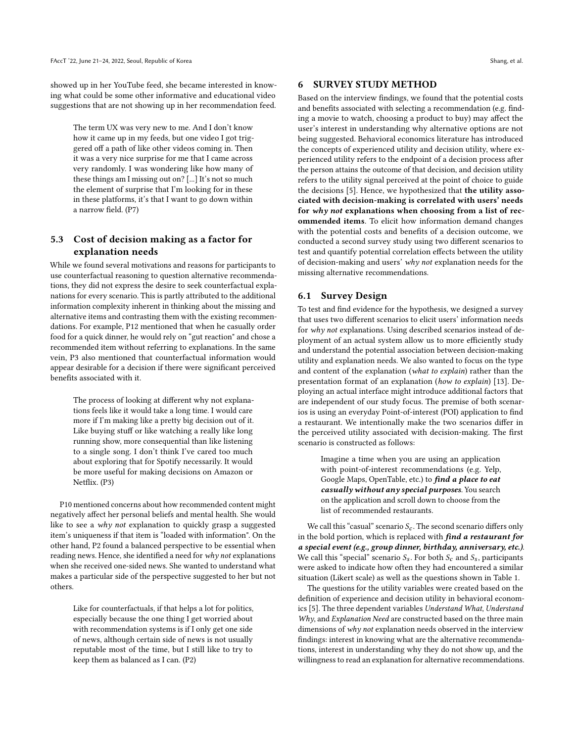showed up in her YouTube feed, she became interested in knowing what could be some other informative and educational video suggestions that are not showing up in her recommendation feed.

> The term UX was very new to me. And I don't know how it came up in my feeds, but one video I got triggered off a path of like other videos coming in. Then it was a very nice surprise for me that I came across very randomly. I was wondering like how many of these things am I missing out on? [...] It's not so much the element of surprise that I'm looking for in these in these platforms, it's that I want to go down within a narrow field. (P7)

### 5.3 Cost of decision making as a factor for explanation needs

While we found several motivations and reasons for participants to use counterfactual reasoning to question alternative recommendations, they did not express the desire to seek counterfactual explanations for every scenario. This is partly attributed to the additional information complexity inherent in thinking about the missing and alternative items and contrasting them with the existing recommendations. For example, P12 mentioned that when he casually order food for a quick dinner, he would rely on "gut reaction" and chose a recommended item without referring to explanations. In the same vein, P3 also mentioned that counterfactual information would appear desirable for a decision if there were significant perceived benefits associated with it.

> The process of looking at different why not explanations feels like it would take a long time. I would care more if I'm making like a pretty big decision out of it. Like buying stuff or like watching a really like long running show, more consequential than like listening to a single song. I don't think I've cared too much about exploring that for Spotify necessarily. It would be more useful for making decisions on Amazon or Netflix. (P3)

P10 mentioned concerns about how recommended content might negatively affect her personal beliefs and mental health. She would like to see a *why not* explanation to quickly grasp a suggested item's uniqueness if that item is "loaded with information". On the other hand, P2 found a balanced perspective to be essential when reading news. Hence, she identified a need for *why not* explanations when she received one-sided news. She wanted to understand what makes a particular side of the perspective suggested to her but not others.

> Like for counterfactuals, if that helps a lot for politics, especially because the one thing I get worried about with recommendation systems is if I only get one side of news, although certain side of news is not usually reputable most of the time, but I still like to try to keep them as balanced as I can. (P2)

## 6 SURVEY STUDY METHOD

Based on the interview findings, we found that the potential costs and benefits associated with selecting a recommendation (e.g. finding a movie to watch, choosing a product to buy) may affect the user's interest in understanding why alternative options are not being suggested. Behavioral economics literature has introduced the concepts of experienced utility and decision utility, where experienced utility refers to the endpoint of a decision process after the person attains the outcome of that decision, and decision utility refers to the utility signal perceived at the point of choice to guide the decisions [5]. Hence, we hypothesized that **the utility associated with decision-making is correlated with users' needs for *why not* explanations when choosing from a list of recommended items**. To elicit how information demand changes with the potential costs and benefits of a decision outcome, we conducted a second survey study using two different scenarios to test and quantify potential correlation effects between the utility of decision-making and users' *why not* explanation needs for the missing alternative recommendations.

### 6.1 Survey Design

To test and find evidence for the hypothesis, we designed a survey that uses two different scenarios to elicit users' information needs for *why not* explanations. Using described scenarios instead of deployment of an actual system allow us to more efficiently study and understand the potential association between decision-making utility and explanation needs. We also wanted to focus on the type and content of the explanation (*what to explain*) rather than the presentation format of an explanation (*how to explain*) [13]. Deploying an actual interface might introduce additional factors that are independent of our study focus. The premise of both scenarios is using an everyday Point-of-interest (POI) application to find a restaurant. We intentionally make the two scenarios differ in the perceived utility associated with decision-making. The first scenario is constructed as follows:

> Imagine a time when you are using an application with point-of-interest recommendations (e.g. Yelp, Google Maps, OpenTable, etc.) to ***find a place to eat casually without any special purposes***. You search on the application and scroll down to choose from the list of recommended restaurants.

We call this "casual" scenario $S_c$. The second scenario differs only in the bold portion, which is replaced with ***find a restaurant for a special event (e.g., group dinner, birthday, anniversary, etc.)***. We call this "special" scenario $S_s$. For both $S_c$ and $S_s$, participants were asked to indicate how often they had encountered a similar situation (Likert scale) as well as the questions shown in Table 1.

The questions for the utility variables were created based on the definition of experience and decision utility in behavioral economics [5]. The three dependent variables *Understand What*, *Understand Why*, and *Explanation Need* are constructed based on the three main dimensions of *why not* explanation needs observed in the interview findings: interest in knowing what are the alternative recommendations, interest in understanding why they do not show up, and the willingness to read an explanation for alternative recommendations.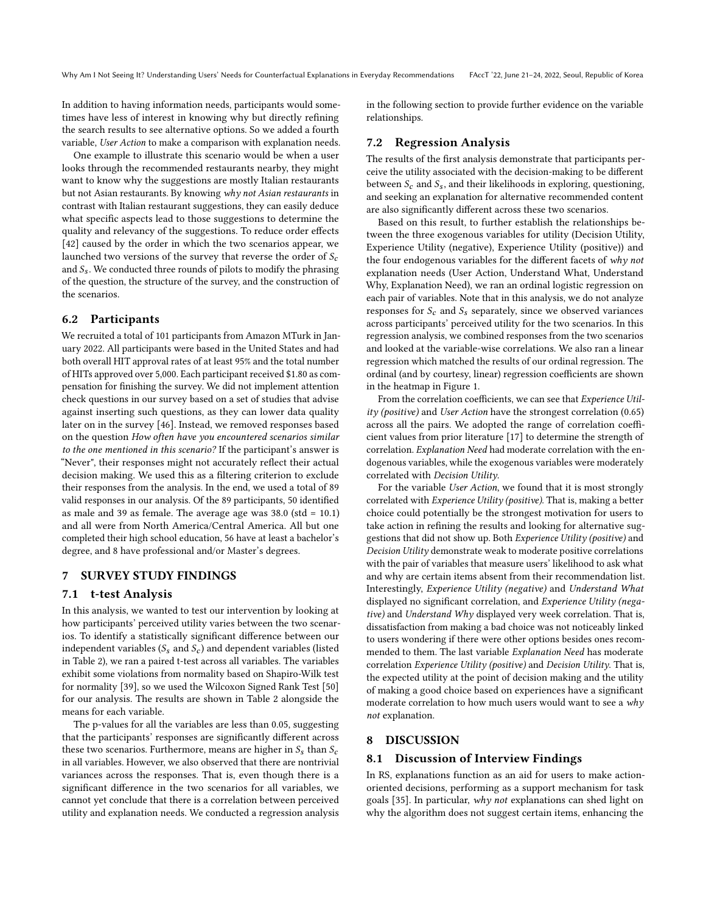In addition to having information needs, participants would sometimes have less of interest in knowing why but directly refining the search results to see alternative options. So we added a fourth variable, *User Action* to make a comparison with explanation needs.

One example to illustrate this scenario would be when a user looks through the recommended restaurants nearby, they might want to know why the suggestions are mostly Italian restaurants but not Asian restaurants. By knowing *why not Asian restaurants* in contrast with Italian restaurant suggestions, they can easily deduce what specific aspects lead to those suggestions to determine the quality and relevancy of the suggestions. To reduce order effects [42] caused by the order in which the two scenarios appear, we launched two versions of the survey that reverse the order of $S_c$ and $S_s$. We conducted three rounds of pilots to modify the phrasing of the question, the structure of the survey, and the construction of the scenarios.

## 6.2 Participants

We recruited a total of 101 participants from Amazon MTurk in January 2022. All participants were based in the United States and had both overall HIT approval rates of at least 95% and the total number of HITs approved over 5,000. Each participant received $1.80 as compensation for finishing the survey. We did not implement attention check questions in our survey based on a set of studies that advise against inserting such questions, as they can lower data quality later on in the survey [46]. Instead, we removed responses based on the question *How often have you encountered scenarios similar to the one mentioned in this scenario?* If the participant's answer is "Never", their responses might not accurately reflect their actual decision making. We used this as a filtering criterion to exclude their responses from the analysis. In the end, we used a total of 89 valid responses in our analysis. Of the 89 participants, 50 identified as male and 39 as female. The average age was 38.0 (std = 10.1) and all were from North America/Central America. All but one completed their high school education, 56 have at least a bachelor's degree, and 8 have professional and/or Master's degrees.

# 7 SURVEY STUDY FINDINGS

## 7.1 t-test Analysis

In this analysis, we wanted to test our intervention by looking at how participants' perceived utility varies between the two scenarios. To identify a statistically significant difference between our independent variables ($S_s$ and $S_c$) and dependent variables (listed in Table 2), we ran a paired t-test across all variables. The variables exhibit some violations from normality based on Shapiro-Wilk test for normality [39], so we used the Wilcoxon Signed Rank Test [50] for our analysis. The results are shown in Table 2 alongside the means for each variable.

The p-values for all the variables are less than 0.05, suggesting that the participants' responses are significantly different across these two scenarios. Furthermore, means are higher in $S_s$ than $S_c$ in all variables. However, we also observed that there are nontrivial variances across the responses. That is, even though there is a significant difference in the two scenarios for all variables, we cannot yet conclude that there is a correlation between perceived utility and explanation needs. We conducted a regression analysis in the following section to provide further evidence on the variable relationships.

## 7.2 Regression Analysis

The results of the first analysis demonstrate that participants perceive the utility associated with the decision-making to be different between $S_c$ and $S_s$, and their likelihoods in exploring, questioning, and seeking an explanation for alternative recommended content are also significantly different across these two scenarios.

Based on this result, to further establish the relationships between the three exogenous variables for utility (Decision Utility, Experience Utility (negative), Experience Utility (positive)) and the four endogenous variables for the different facets of *why not* explanation needs (User Action, Understand What, Understand Why, Explanation Need), we ran an ordinal logistic regression on each pair of variables. Note that in this analysis, we do not analyze responses for $S_c$ and $S_s$ separately, since we observed variances across participants' perceived utility for the two scenarios. In this regression analysis, we combined responses from the two scenarios and looked at the variable-wise correlations. We also ran a linear regression which matched the results of our ordinal regression. The ordinal (and by courtesy, linear) regression coefficients are shown in the heatmap in Figure 1.

From the correlation coefficients, we can see that *Experience Utility (positive)* and *User Action* have the strongest correlation (0.65) across all the pairs. We adopted the range of correlation coefficient values from prior literature [17] to determine the strength of correlation. *Explanation Need* had moderate correlation with the endogenous variables, while the exogenous variables were moderately correlated with *Decision Utility*.

For the variable *User Action*, we found that it is most strongly correlated with *Experience Utility (positive)*. That is, making a better choice could potentially be the strongest motivation for users to take action in refining the results and looking for alternative suggestions that did not show up. Both *Experience Utility (positive)* and *Decision Utility* demonstrate weak to moderate positive correlations with the pair of variables that measure users' likelihood to ask what and why are certain items absent from their recommendation list. Interestingly, *Experience Utility (negative)* and *Understand What* displayed no significant correlation, and *Experience Utility (negative)* and *Understand Why* displayed very week correlation. That is, dissatisfaction from making a bad choice was not noticeably linked to users wondering if there were other options besides ones recommended to them. The last variable *Explanation Need* has moderate correlation *Experience Utility (positive)* and *Decision Utility*. That is, the expected utility at the point of decision making and the utility of making a good choice based on experiences have a significant moderate correlation to how much users would want to see a *why not* explanation.

# 8 DISCUSSION

## 8.1 Discussion of Interview Findings

In RS, explanations function as an aid for users to make action-oriented decisions, performing as a support mechanism for task goals [35]. In particular, *why not* explanations can shed light on why the algorithm does not suggest certain items, enhancing the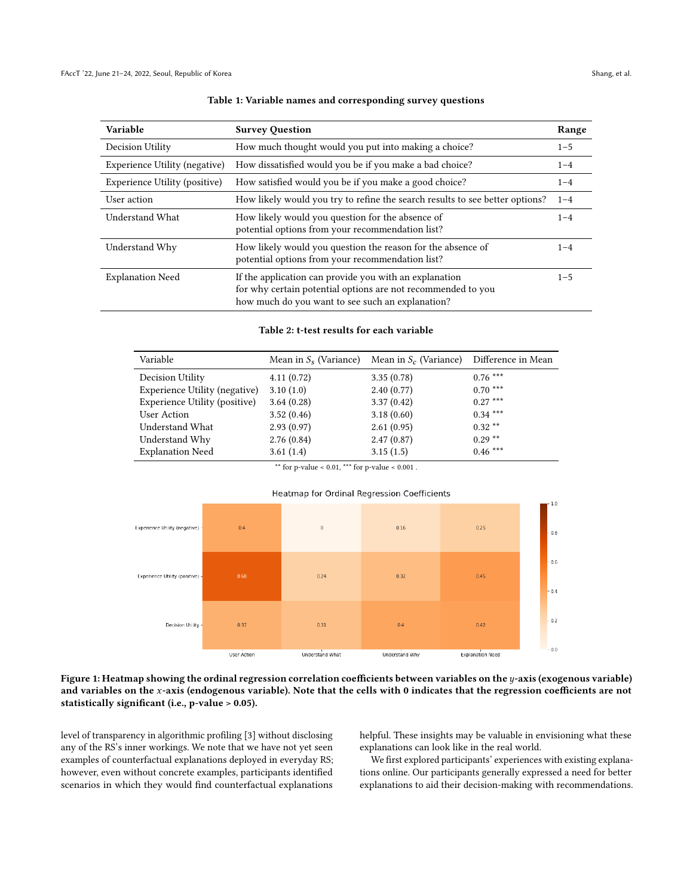**Table 1: Variable names and corresponding survey questions**

| Variable | Survey Question | Range |
|---|---|---|
| Decision Utility | How much thought would you put into making a choice? | 1–5 |
| Experience Utility (negative) | How dissatisfied would you be if you make a bad choice? | 1–4 |
| Experience Utility (positive) | How satisfied would you be if you make a good choice? | 1–4 |
| User action | How likely would you try to refine the search results to see better options? | 1–4 |
| Understand What | How likely would you question for the absence of potential options from your recommendation list? | 1–4 |
| Understand Why | How likely would you question the reason for the absence of potential options from your recommendation list? | 1–4 |
| Explanation Need | If the application can provide you with an explanation for why certain potential options are not recommended to you how much do you want to see such an explanation? | 1–5 |

**Table 2: t-test results for each variable**

| Variable | Mean in $S_s$ (Variance) | Mean in $S_c$ (Variance) | Difference in Mean |
|---|---|---|---|
| Decision Utility | 4.11 (0.72) | 3.35 (0.78) | 0.76 *** |
| Experience Utility (negative) | 3.10 (1.0) | 2.40 (0.77) | 0.70 *** |
| Experience Utility (positive) | 3.64 (0.28) | 3.37 (0.42) | 0.27 *** |
| User Action | 3.52 (0.46) | 3.18 (0.60) | 0.34 *** |
| Understand What | 2.93 (0.97) | 2.61 (0.95) | 0.32 ** |
| Understand Why | 2.76 (0.84) | 2.47 (0.87) | 0.29 ** |
| Explanation Need | 3.61 (1.4) | 3.15 (1.5) | 0.46 *** |

** for p-value < 0.01, *** for p-value < 0.001 .

Heatmap for Ordinal Regression Coefficients

| | User Action | Understand What | Understand Why | Explanation Need |
|---|---|---|---|---|
| Experience Utility (negative) | 0.4 | 0 | 0.16 | 0.25 |
| Experience Utility (positive) | 0.68 | 0.24 | 0.32 | 0.45 |
| Decision Utility | 0.37 | 0.31 | 0.4 | 0.42 |

**Figure 1: Heatmap showing the ordinal regression correlation coefficients between variables on the $y$-axis (exogenous variable) and variables on the $x$-axis (endogenous variable). Note that the cells with 0 indicates that the regression coefficients are not statistically significant (i.e., p-value > 0.05).**

level of transparency in algorithmic profiling [3] without disclosing any of the RS's inner workings. We note that we have not yet seen examples of counterfactual explanations deployed in everyday RS; however, even without concrete examples, participants identified scenarios in which they would find counterfactual explanations helpful. These insights may be valuable in envisioning what these explanations can look like in the real world.

We first explored participants' experiences with existing explanations online. Our participants generally expressed a need for better explanations to aid their decision-making with recommendations.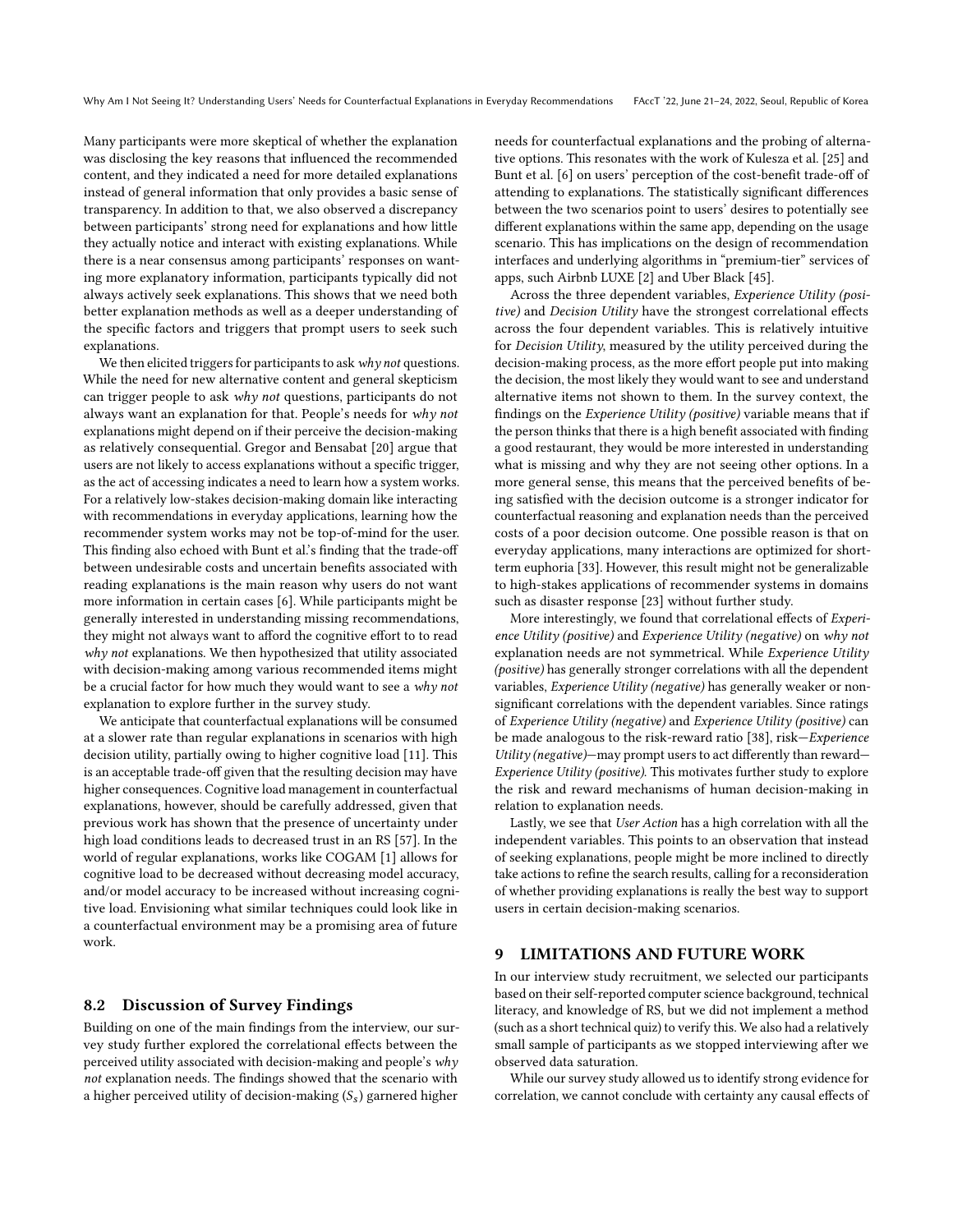Many participants were more skeptical of whether the explanation was disclosing the key reasons that influenced the recommended content, and they indicated a need for more detailed explanations instead of general information that only provides a basic sense of transparency. In addition to that, we also observed a discrepancy between participants' strong need for explanations and how little they actually notice and interact with existing explanations. While there is a near consensus among participants' responses on wanting more explanatory information, participants typically did not always actively seek explanations. This shows that we need both better explanation methods as well as a deeper understanding of the specific factors and triggers that prompt users to seek such explanations.

We then elicited triggers for participants to ask *why not* questions. While the need for new alternative content and general skepticism can trigger people to ask *why not* questions, participants do not always want an explanation for that. People's needs for *why not* explanations might depend on if their perceive the decision-making as relatively consequential. Gregor and Bensabat [20] argue that users are not likely to access explanations without a specific trigger, as the act of accessing indicates a need to learn how a system works. For a relatively low-stakes decision-making domain like interacting with recommendations in everyday applications, learning how the recommender system works may not be top-of-mind for the user. This finding also echoed with Bunt et al.'s finding that the trade-off between undesirable costs and uncertain benefits associated with reading explanations is the main reason why users do not want more information in certain cases [6]. While participants might be generally interested in understanding missing recommendations, they might not always want to afford the cognitive effort to to read *why not* explanations. We then hypothesized that utility associated with decision-making among various recommended items might be a crucial factor for how much they would want to see a *why not* explanation to explore further in the survey study.

We anticipate that counterfactual explanations will be consumed at a slower rate than regular explanations in scenarios with high decision utility, partially owing to higher cognitive load [11]. This is an acceptable trade-off given that the resulting decision may have higher consequences. Cognitive load management in counterfactual explanations, however, should be carefully addressed, given that previous work has shown that the presence of uncertainty under high load conditions leads to decreased trust in an RS [57]. In the world of regular explanations, works like COGAM [1] allows for cognitive load to be decreased without decreasing model accuracy, and/or model accuracy to be increased without increasing cognitive load. Envisioning what similar techniques could look like in a counterfactual environment may be a promising area of future work.

## 8.2 Discussion of Survey Findings

Building on one of the main findings from the interview, our survey study further explored the correlational effects between the perceived utility associated with decision-making and people's *why not* explanation needs. The findings showed that the scenario with a higher perceived utility of decision-making ($S_s$) garnered higher needs for counterfactual explanations and the probing of alternative options. This resonates with the work of Kulesza et al. [25] and Bunt et al. [6] on users' perception of the cost-benefit trade-off of attending to explanations. The statistically significant differences between the two scenarios point to users' desires to potentially see different explanations within the same app, depending on the usage scenario. This has implications on the design of recommendation interfaces and underlying algorithms in "premium-tier" services of apps, such Airbnb LUXE [2] and Uber Black [45].

Across the three dependent variables, *Experience Utility (positive)* and *Decision Utility* have the strongest correlational effects across the four dependent variables. This is relatively intuitive for *Decision Utility*, measured by the utility perceived during the decision-making process, as the more effort people put into making the decision, the most likely they would want to see and understand alternative items not shown to them. In the survey context, the findings on the *Experience Utility (positive)* variable means that if the person thinks that there is a high benefit associated with finding a good restaurant, they would be more interested in understanding what is missing and why they are not seeing other options. In a more general sense, this means that the perceived benefits of being satisfied with the decision outcome is a stronger indicator for counterfactual reasoning and explanation needs than the perceived costs of a poor decision outcome. One possible reason is that on everyday applications, many interactions are optimized for short-term euphoria [33]. However, this result might not be generalizable to high-stakes applications of recommender systems in domains such as disaster response [23] without further study.

More interestingly, we found that correlational effects of *Experience Utility (positive)* and *Experience Utility (negative)* on *why not* explanation needs are not symmetrical. While *Experience Utility (positive)* has generally stronger correlations with all the dependent variables, *Experience Utility (negative)* has generally weaker or non-significant correlations with the dependent variables. Since ratings of *Experience Utility (negative)* and *Experience Utility (positive)* can be made analogous to the risk-reward ratio [38], risk—*Experience Utility (negative)*—may prompt users to act differently than reward—*Experience Utility (positive)*. This motivates further study to explore the risk and reward mechanisms of human decision-making in relation to explanation needs.

Lastly, we see that *User Action* has a high correlation with all the independent variables. This points to an observation that instead of seeking explanations, people might be more inclined to directly take actions to refine the search results, calling for a reconsideration of whether providing explanations is really the best way to support users in certain decision-making scenarios.

# 9 LIMITATIONS AND FUTURE WORK

In our interview study recruitment, we selected our participants based on their self-reported computer science background, technical literacy, and knowledge of RS, but we did not implement a method (such as a short technical quiz) to verify this. We also had a relatively small sample of participants as we stopped interviewing after we observed data saturation.

While our survey study allowed us to identify strong evidence for correlation, we cannot conclude with certainty any causal effects of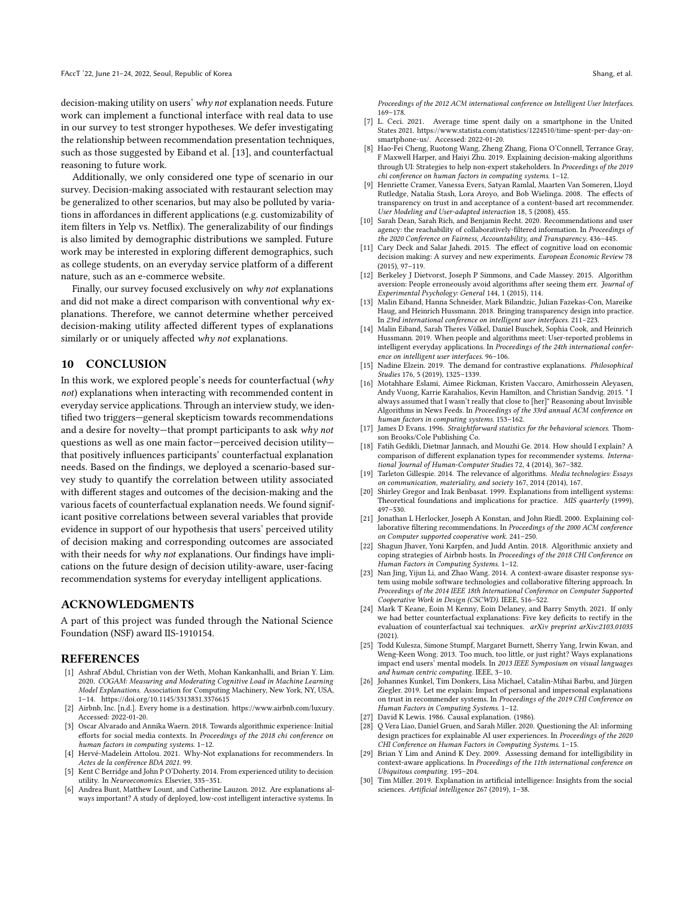decision-making utility on users' *why not* explanation needs. Future work can implement a functional interface with real data to use in our survey to test stronger hypotheses. We defer investigating the relationship between recommendation presentation techniques, such as those suggested by Eiband et al. [13], and counterfactual reasoning to future work.

Additionally, we only considered one type of scenario in our survey. Decision-making associated with restaurant selection may be generalized to other scenarios, but may also be polluted by variations in affordances in different applications (e.g. customizability of item filters in Yelp vs. Netflix). The generalizability of our findings is also limited by demographic distributions we sampled. Future work may be interested in exploring different demographics, such as college students, on an everyday service platform of a different nature, such as an e-commerce website.

Finally, our survey focused exclusively on *why not* explanations and did not make a direct comparison with conventional *why* explanations. Therefore, we cannot determine whether perceived decision-making utility affected different types of explanations similarly or or uniquely affected *why not* explanations.

## 10 CONCLUSION

In this work, we explored people's needs for counterfactual (*why not*) explanations when interacting with recommended content in everyday service applications. Through an interview study, we identified two triggers—general skepticism towards recommendations and a desire for novelty—that prompt participants to ask *why not* questions as well as one main factor—perceived decision utility—that positively influences participants' counterfactual explanation needs. Based on the findings, we deployed a scenario-based survey study to quantify the correlation between utility associated with different stages and outcomes of the decision-making and the various facets of counterfactual explanation needs. We found significant positive correlations between several variables that provide evidence in support of our hypothesis that users' perceived utility of decision making and corresponding outcomes are associated with their needs for *why not* explanations. Our findings have implications on the future design of decision utility-aware, user-facing recommendation systems for everyday intelligent applications.

## ACKNOWLEDGMENTS

A part of this project was funded through the National Science Foundation (NSF) award IIS-1910154.

## REFERENCES

[1] Ashraf Abdul, Christian von der Weth, Mohan Kankanhalli, and Brian Y. Lim. 2020. *COGAM: Measuring and Moderating Cognitive Load in Machine Learning Model Explanations.* Association for Computing Machinery, New York, NY, USA, 1–14. https://doi.org/10.1145/3313831.3376615

[2] Airbnb, Inc. [n.d.]. Every home is a destination. https://www.airbnb.com/luxury. Accessed: 2022-01-20.

[3] Oscar Alvarado and Annika Waern. 2018. Towards algorithmic experience: Initial efforts for social media contexts. In *Proceedings of the 2018 chi conference on human factors in computing systems*. 1–12.

[4] Hervé-Madelein Attolou. 2021. Why-Not explanations for recommenders. In *Actes de la conférence BDA 2021*. 99.

[5] Kent C Berridge and John P O'Doherty. 2014. From experienced utility to decision utility. In *Neuroeconomics*. Elsevier, 335–351.

[6] Andrea Bunt, Matthew Lount, and Catherine Lauzon. 2012. Are explanations always important? A study of deployed, low-cost intelligent interactive systems. In *Proceedings of the 2012 ACM international conference on Intelligent User Interfaces*. 169–178.

[7] L. Ceci. 2021. Average time spent daily on a smartphone in the United States 2021. https://www.statista.com/statistics/1224510/time-spent-per-day-on-smartphone-us/. Accessed: 2022-01-20.

[8] Hao-Fei Cheng, Ruotong Wang, Zheng Zhang, Fiona O'Connell, Terrance Gray, F Maxwell Harper, and Haiyi Zhu. 2019. Explaining decision-making algorithms through UI: Strategies to help non-expert stakeholders. In *Proceedings of the 2019 chi conference on human factors in computing systems*. 1–12.

[9] Henriette Cramer, Vanessa Evers, Satyan Ramlal, Maarten Van Someren, Lloyd Rutledge, Natalia Stash, Lora Aroyo, and Bob Wielinga. 2008. The effects of transparency on trust in and acceptance of a content-based art recommender. *User Modeling and User-adapted interaction* 18, 5 (2008), 455.

[10] Sarah Dean, Sarah Rich, and Benjamin Recht. 2020. Recommendations and user agency: the reachability of collaboratively-filtered information. In *Proceedings of the 2020 Conference on Fairness, Accountability, and Transparency*. 436–445.

[11] Cary Deck and Salar Jahedi. 2015. The effect of cognitive load on economic decision making: A survey and new experiments. *European Economic Review* 78 (2015), 97–119.

[12] Berkeley J Dietvorst, Joseph P Simmons, and Cade Massey. 2015. Algorithm aversion: People erroneously avoid algorithms after seeing them err. *Journal of Experimental Psychology: General* 144, 1 (2015), 114.

[13] Malin Eiband, Hanna Schneider, Mark Bilandzic, Julian Fazekas-Con, Mareike Haug, and Heinrich Hussmann. 2018. Bringing transparency design into practice. In *23rd international conference on intelligent user interfaces*. 211–223.

[14] Malin Eiband, Sarah Theres Völkel, Daniel Buschek, Sophia Cook, and Heinrich Hussmann. 2019. When people and algorithms meet: User-reported problems in intelligent everyday applications. In *Proceedings of the 24th international conference on intelligent user interfaces*. 96–106.

[15] Nadine Elzein. 2019. The demand for contrastive explanations. *Philosophical Studies* 176, 5 (2019), 1325–1339.

[16] Motahhare Eslami, Aimee Rickman, Kristen Vaccaro, Amirhossein Aleyasen, Andy Vuong, Karrie Karahalios, Kevin Hamilton, and Christian Sandvig. 2015. " I always assumed that I wasn't really that close to [her]" Reasoning about Invisible Algorithms in News Feeds. In *Proceedings of the 33rd annual ACM conference on human factors in computing systems*. 153–162.

[17] James D Evans. 1996. *Straightforward statistics for the behavioral sciences*. Thomson Brooks/Cole Publishing Co.

[18] Fatih Gedikli, Dietmar Jannach, and Mouzhi Ge. 2014. How should I explain? A comparison of different explanation types for recommender systems. *International Journal of Human-Computer Studies* 72, 4 (2014), 367–382.

[19] Tarleton Gillespie. 2014. The relevance of algorithms. *Media technologies: Essays on communication, materiality, and society* 167, 2014 (2014), 167.

[20] Shirley Gregor and Izak Benbasat. 1999. Explanations from intelligent systems: Theoretical foundations and implications for practice. *MIS quarterly* (1999), 497–530.

[21] Jonathan L Herlocker, Joseph A Konstan, and John Riedl. 2000. Explaining collaborative filtering recommendations. In *Proceedings of the 2000 ACM conference on Computer supported cooperative work*. 241–250.

[22] Shagun Jhaver, Yoni Karpfen, and Judd Antin. 2018. Algorithmic anxiety and coping strategies of Airbnb hosts. In *Proceedings of the 2018 CHI Conference on Human Factors in Computing Systems*. 1–12.

[23] Nan Jing, Yijun Li, and Zhao Wang. 2014. A context-aware disaster response system using mobile software technologies and collaborative filtering approach. In *Proceedings of the 2014 IEEE 18th International Conference on Computer Supported Cooperative Work in Design (CSCWD)*. IEEE, 516–522.

[24] Mark T Keane, Eoin M Kenny, Eoin Delaney, and Barry Smyth. 2021. If only we had better counterfactual explanations: Five key deficits to rectify in the evaluation of counterfactual xai techniques. *arXiv preprint arXiv:2103.01035* (2021).

[25] Todd Kulesza, Simone Stumpf, Margaret Burnett, Sherry Yang, Irwin Kwan, and Weng-Keen Wong. 2013. Too much, too little, or just right? Ways explanations impact end users' mental models. In *2013 IEEE Symposium on visual languages and human centric computing*. IEEE, 3–10.

[26] Johannes Kunkel, Tim Donkers, Lisa Michael, Catalin-Mihai Barbu, and Jürgen Ziegler. 2019. Let me explain: Impact of personal and impersonal explanations on trust in recommender systems. In *Proceedings of the 2019 CHI Conference on Human Factors in Computing Systems*. 1–12.

[27] David K Lewis. 1986. Causal explanation. (1986).

[28] Q Vera Liao, Daniel Gruen, and Sarah Miller. 2020. Questioning the AI: informing design practices for explainable AI user experiences. In *Proceedings of the 2020 CHI Conference on Human Factors in Computing Systems*. 1–15.

[29] Brian Y Lim and Anind K Dey. 2009. Assessing demand for intelligibility in context-aware applications. In *Proceedings of the 11th international conference on Ubiquitous computing*. 195–204.

[30] Tim Miller. 2019. Explanation in artificial intelligence: Insights from the social sciences. *Artificial intelligence* 267 (2019), 1–38.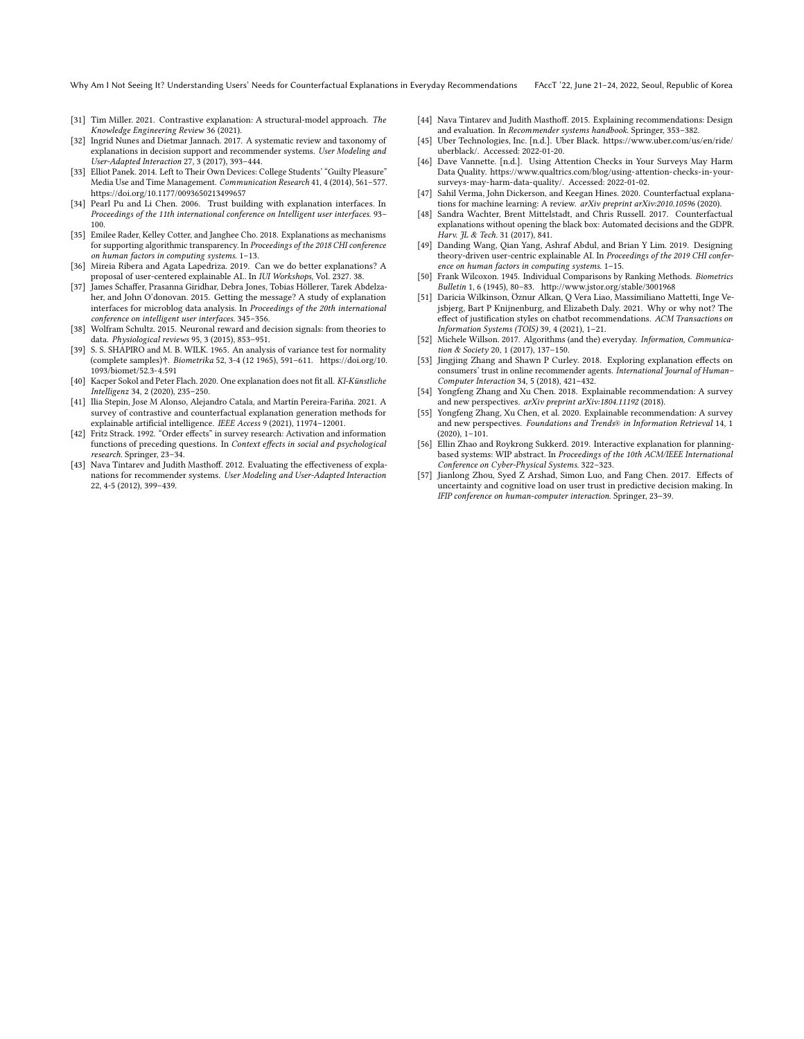[31] Tim Miller. 2021. Contrastive explanation: A structural-model approach. *The Knowledge Engineering Review* 36 (2021).

[32] Ingrid Nunes and Dietmar Jannach. 2017. A systematic review and taxonomy of explanations in decision support and recommender systems. *User Modeling and User-Adapted Interaction* 27, 3 (2017), 393–444.

[33] Elliot Panek. 2014. Left to Their Own Devices: College Students' "Guilty Pleasure" Media Use and Time Management. *Communication Research* 41, 4 (2014), 561–577. https://doi.org/10.1177/0093650213499657

[34] Pearl Pu and Li Chen. 2006. Trust building with explanation interfaces. In *Proceedings of the 11th international conference on Intelligent user interfaces*. 93–100.

[35] Emilee Rader, Kelley Cotter, and Janghee Cho. 2018. Explanations as mechanisms for supporting algorithmic transparency. In *Proceedings of the 2018 CHI conference on human factors in computing systems*. 1–13.

[36] Mireia Ribera and Agata Lapedriza. 2019. Can we do better explanations? A proposal of user-centered explainable AI.. In *IUI Workshops*, Vol. 2327. 38.

[37] James Schaffer, Prasanna Giridhar, Debra Jones, Tobias Höllerer, Tarek Abdelzaher, and John O'donovan. 2015. Getting the message? A study of explanation interfaces for microblog data analysis. In *Proceedings of the 20th international conference on intelligent user interfaces*. 345–356.

[38] Wolfram Schultz. 2015. Neuronal reward and decision signals: from theories to data. *Physiological reviews* 95, 3 (2015), 853–951.

[39] S. S. SHAPIRO and M. B. WILK. 1965. An analysis of variance test for normality (complete samples)†. *Biometrika* 52, 3-4 (12 1965), 591–611. https://doi.org/10.1093/biomet/52.3-4.591

[40] Kacper Sokol and Peter Flach. 2020. One explanation does not fit all. *KI-Künstliche Intelligenz* 34, 2 (2020), 235–250.

[41] Ilia Stepin, Jose M Alonso, Alejandro Catala, and Martín Pereira-Fariña. 2021. A survey of contrastive and counterfactual explanation generation methods for explainable artificial intelligence. *IEEE Access* 9 (2021), 11974–12001.

[42] Fritz Strack. 1992. "Order effects" in survey research: Activation and information functions of preceding questions. In *Context effects in social and psychological research*. Springer, 23–34.

[43] Nava Tintarev and Judith Masthoff. 2012. Evaluating the effectiveness of explanations for recommender systems. *User Modeling and User-Adapted Interaction* 22, 4-5 (2012), 399–439.

[44] Nava Tintarev and Judith Masthoff. 2015. Explaining recommendations: Design and evaluation. In *Recommender systems handbook*. Springer, 353–382.

[45] Uber Technologies, Inc. [n.d.]. Uber Black. https://www.uber.com/us/en/ride/uberblack/. Accessed: 2022-01-20.

[46] Dave Vannette. [n.d.]. Using Attention Checks in Your Surveys May Harm Data Quality. https://www.qualtrics.com/blog/using-attention-checks-in-your-surveys-may-harm-data-quality/. Accessed: 2022-01-02.

[47] Sahil Verma, John Dickerson, and Keegan Hines. 2020. Counterfactual explanations for machine learning: A review. *arXiv preprint arXiv:2010.10596* (2020).

[48] Sandra Wachter, Brent Mittelstadt, and Chris Russell. 2017. Counterfactual explanations without opening the black box: Automated decisions and the GDPR. *Harv. JL & Tech.* 31 (2017), 841.

[49] Danding Wang, Qian Yang, Ashraf Abdul, and Brian Y Lim. 2019. Designing theory-driven user-centric explainable AI. In *Proceedings of the 2019 CHI conference on human factors in computing systems*. 1–15.

[50] Frank Wilcoxon. 1945. Individual Comparisons by Ranking Methods. *Biometrics Bulletin* 1, 6 (1945), 80–83. http://www.jstor.org/stable/3001968

[51] Daricia Wilkinson, Öznur Alkan, Q Vera Liao, Massimiliano Mattetti, Inge Vejsbjerg, Bart P Knijnenburg, and Elizabeth Daly. 2021. Why or why not? The effect of justification styles on chatbot recommendations. *ACM Transactions on Information Systems (TOIS)* 39, 4 (2021), 1–21.

[52] Michele Willson. 2017. Algorithms (and the) everyday. *Information, Communication & Society* 20, 1 (2017), 137–150.

[53] Jingjing Zhang and Shawn P Curley. 2018. Exploring explanation effects on consumers' trust in online recommender agents. *International Journal of Human–Computer Interaction* 34, 5 (2018), 421–432.

[54] Yongfeng Zhang and Xu Chen. 2018. Explainable recommendation: A survey and new perspectives. *arXiv preprint arXiv:1804.11192* (2018).

[55] Yongfeng Zhang, Xu Chen, et al. 2020. Explainable recommendation: A survey and new perspectives. *Foundations and Trends® in Information Retrieval* 14, 1 (2020), 1–101.

[56] Ellin Zhao and Roykrong Sukkerd. 2019. Interactive explanation for planning-based systems: WIP abstract. In *Proceedings of the 10th ACM/IEEE International Conference on Cyber-Physical Systems*. 322–323.

[57] Jianlong Zhou, Syed Z Arshad, Simon Luo, and Fang Chen. 2017. Effects of uncertainty and cognitive load on user trust in predictive decision making. In *IFIP conference on human-computer interaction*. Springer, 23–39.